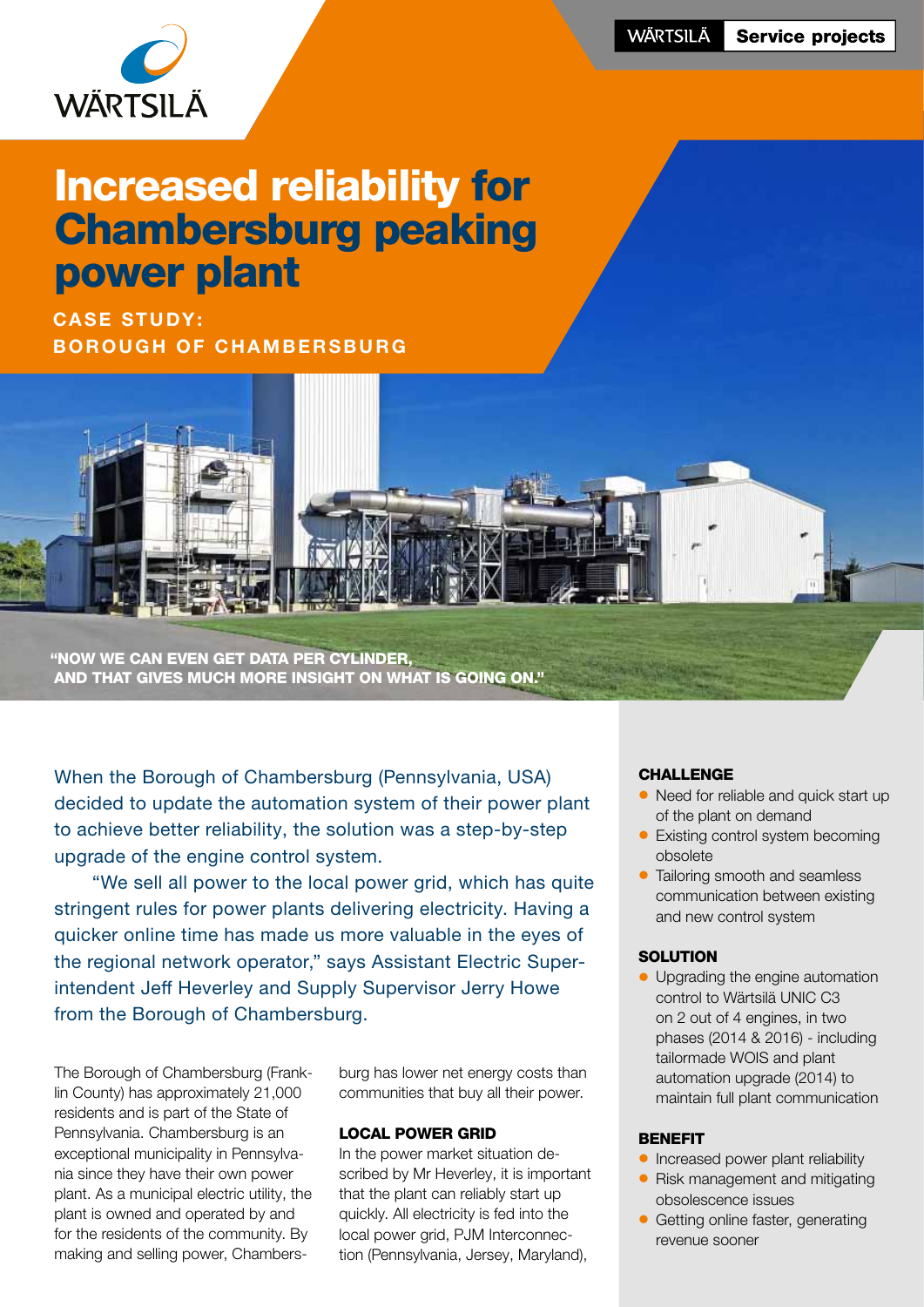# Increased reliability for Chambersburg peaking power plant

**CASE STUDY: BOROUGH OF CHAMBERSBURG**

**"NOW WE CAN EVEN GET DATA PER CYLINDER, AND THAT GIVES MUCH MORE INSIGHT ON WHAT IS GOING ON."**

When the Borough of Chambersburg (Pennsylvania, USA) decided to update the automation system of their power plant to achieve better reliability, the solution was a step-by-step upgrade of the engine control system.

"We sell all power to the local power grid, which has quite stringent rules for power plants delivering electricity. Having a quicker online time has made us more valuable in the eyes of the regional network operator," says Assistant Electric Superintendent Jeff Heverley and Supply Supervisor Jerry Howe from the Borough of Chambersburg.

The Borough of Chambersburg (Franklin County) has approximately 21,000 residents and is part of the State of Pennsylvania. Chambersburg is an exceptional municipality in Pennsylvania since they have their own power plant. As a municipal electric utility, the plant is owned and operated by and for the residents of the community. By making and selling power, Chambersburg has lower net energy costs than communities that buy all their power.

### LOCAL POWER GRID

In the power market situation described by Mr Heverley, it is important that the plant can reliably start up quickly. All electricity is fed into the local power grid, PJM Interconnection (Pennsylvania, Jersey, Maryland),

### CHALLENGE

- Need for reliable and quick start up of the plant on demand
- Existing control system becoming obsolete
- Tailoring smooth and seamless communication between existing and new control system

### SOLUTION

- Upgrading the engine automation control to Wärtsilä UNIC C3 on 2 out of 4 engines, in two phases (2014 & 2016) - including tailormade WOIS and plant automation upgrade (2014) to maintain full plant communication

### BENEFIT

- Increased power plant reliability
- Risk management and mitigating obsolescence issues
- Getting online faster, generating revenue sooner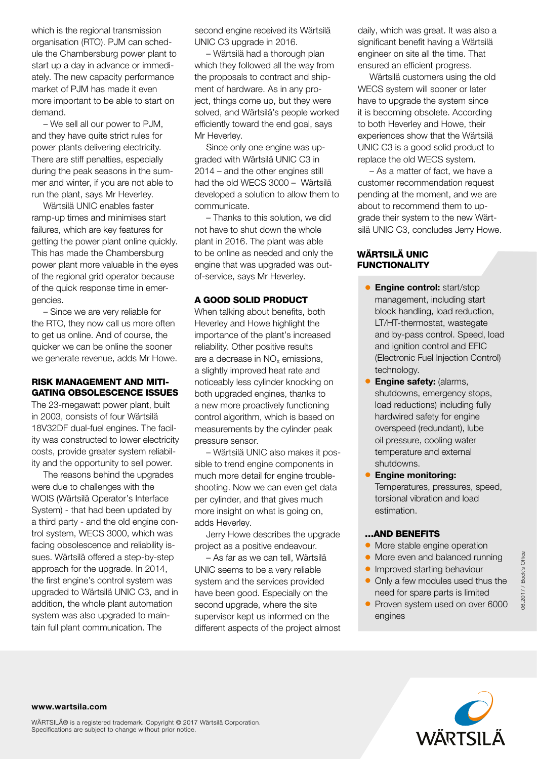which is the regional transmission organisation (RTO). PJM can schedule the Chambersburg power plant to start up a day in advance or immediately. The new capacity performance market of PJM has made it even more important to be able to start on demand.

– We sell all our power to PJM, and they have quite strict rules for power plants delivering electricity. There are stiff penalties, especially during the peak seasons in the summer and winter, if you are not able to run the plant, says Mr Heverley.

Wärtsilä UNIC enables faster ramp-up times and minimises start failures, which are key features for getting the power plant online quickly. This has made the Chambersburg power plant more valuable in the eyes of the regional grid operator because of the quick response time in emergencies.

– Since we are very reliable for the RTO, they now call us more often to get us online. And of course, the quicker we can be online the sooner we generate revenue, adds Mr Howe.

## RISK MANAGEMENT AND MITIGATING OBSOLESCENCE ISSUES

The 23-megawatt power plant, built in 2003, consists of four Wärtsilä 18V32DF dual-fuel engines. The facility was constructed to lower electricity costs, provide greater system reliability and the opportunity to sell power.

The reasons behind the upgrades were due to challenges with the WOIS (Wärtsilä Operator's Interface System) - that had been updated by a third party - and the old engine control system, WECS 3000, which was facing obsolescence and reliability issues. Wärtsilä offered a step-by-step approach for the upgrade. In 2014, the first engine's control system was upgraded to Wärtsilä UNIC C3, and in addition, the whole plant automation system was also upgraded to maintain full plant communication. The second engine received its Wärtsilä UNIC C3 upgrade in 2016.

– Wärtsilä had a thorough plan which they followed all the way from the proposals to contract and shipment of hardware. As in any project, things come up, but they were solved, and Wärtsilä's people worked efficiently toward the end goal, says Mr Heverley.

Since only one engine was upgraded with Wärtsilä UNIC C3 in 2014 – and the other engines still had the old WECS 3000 – Wärtsilä developed a solution to allow them to communicate.

– Thanks to this solution, we did not have to shut down the whole plant in 2016. The plant was able to be online as needed and only the engine that was upgraded was out-of-service, says Mr Heverley.

## A GOOD SOLID PRODUCT

When talking about benefits, both Heverley and Howe highlight the importance of the plant's increased reliability. Other positive results are a decrease in $NO_x$ emissions, a slightly improved heat rate and noticeably less cylinder knocking on both upgraded engines, thanks to a new more proactively functioning control algorithm, which is based on measurements by the cylinder peak pressure sensor.

– Wärtsilä UNIC also makes it possible to trend engine components in much more detail for engine troubleshooting. Now we can even get data per cylinder, and that gives much more insight on what is going on, adds Heverley.

Jerry Howe describes the upgrade project as a positive endeavour.

– As far as we can tell, Wärtsilä UNIC seems to be a very reliable system and the services provided have been good. Especially on the second upgrade, where the site supervisor kept us informed on the different aspects of the project almost daily, which was great. It was also a significant benefit having a Wärtsilä engineer on site all the time. That ensured an efficient progress.

Wärtsilä customers using the old WECS system will sooner or later have to upgrade the system since it is becoming obsolete. According to both Heverley and Howe, their experiences show that the Wärtsilä UNIC C3 is a good solid product to replace the old WECS system.

– As a matter of fact, we have a customer recommendation request pending at the moment, and we are about to recommend them to upgrade their system to the new Wärtsilä UNIC C3, concludes Jerry Howe.

## WÄRTSILÄ UNIC FUNCTIONALITY

- **Engine control:** start/stop management, including start block handling, load reduction, LT/HT-thermostat, wastegate and by-pass control. Speed, load and ignition control and EFIC (Electronic Fuel Injection Control) technology.
- **Engine safety:** (alarms, shutdowns, emergency stops, load reductions) including fully hardwired safety for engine overspeed (redundant), lube oil pressure, cooling water temperature and external shutdowns.
- **Engine monitoring:** Temperatures, pressures, speed, torsional vibration and load estimation.

## ...AND BENEFITS

- More stable engine operation
- More even and balanced running
- Improved starting behaviour
- Only a few modules used thus the need for spare parts is limited
- Proven system used on over 6000 engines

06.2017 / Bock's Office

**www.wartsila.com**

WÄRTSILÄ® is a registered trademark. Copyright © 2017 Wärtsilä Corporation.
Specifications are subject to change without prior notice.

WÄRTSILÄ